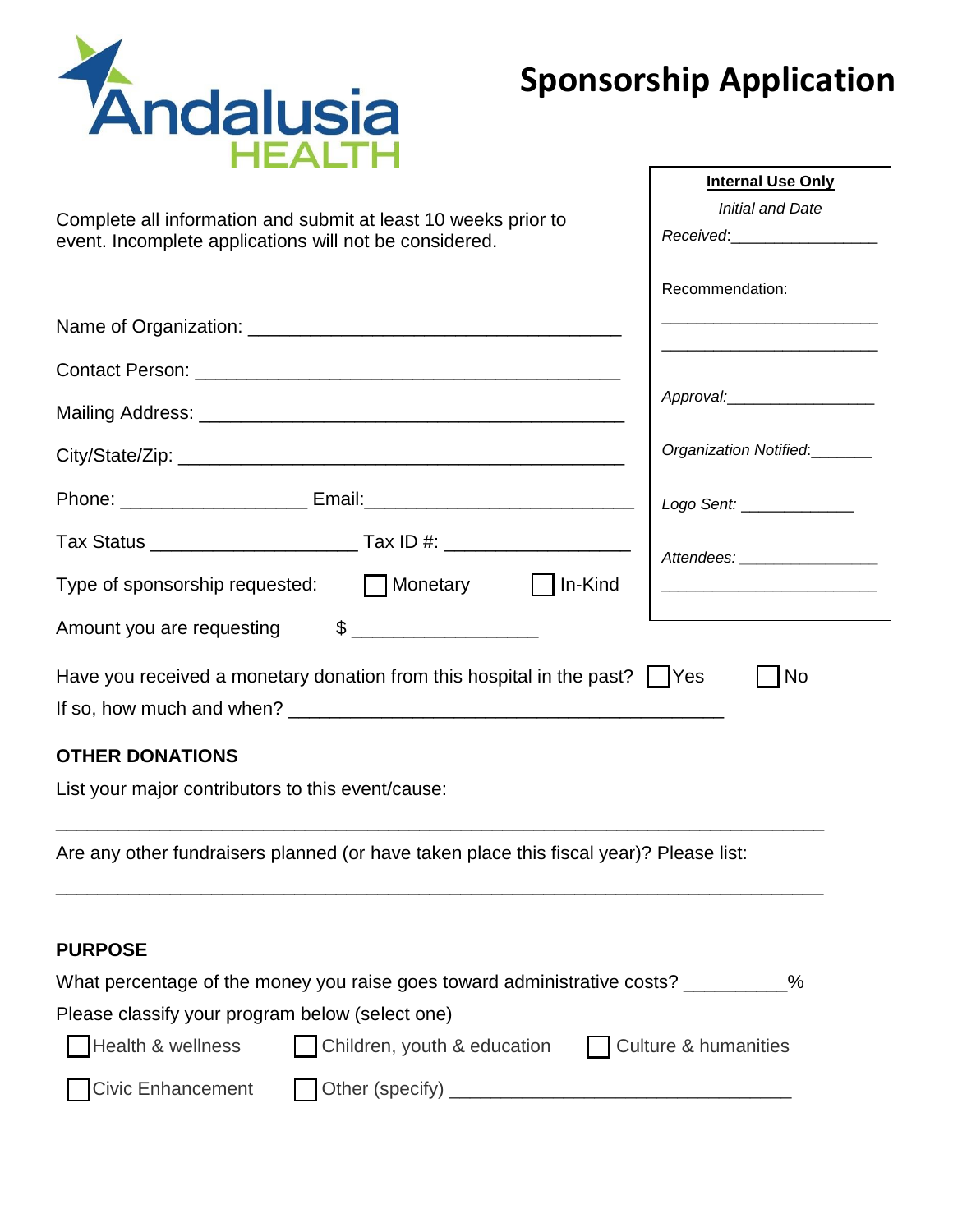Andalusia HEALTH

# Sponsorship Application

Complete all information and submit at least 10 weeks prior to event. Incomplete applications will not be considered.

**Internal Use Only**

*Initial and Date*

*Received:*________________

Recommendation:

________________________

________________________

*Approval:*________________

*Organization Notified:*_______

*Logo Sent:* ____________

*Attendees:* ________________

________________________

Name of Organization: ____________________________________

Contact Person: ________________________________________

Mailing Address: ________________________________________

City/State/Zip: __________________________________________

Phone: _________________ Email:_________________________

Tax Status ___________________ Tax ID #: _________________

Type of sponsorship requested: ☐ Monetary ☐ In-Kind

Amount you are requesting $ _________________

Have you received a monetary donation from this hospital in the past? ☐ Yes ☐ No

If so, how much and when? ________________________________________

## OTHER DONATIONS

List your major contributors to this event/cause:

______________________________________________________________________

Are any other fundraisers planned (or have taken place this fiscal year)? Please list:

______________________________________________________________________

## PURPOSE

What percentage of the money you raise goes toward administrative costs? __________%

Please classify your program below (select one)

☐ Health & wellness ☐ Children, youth & education ☐ Culture & humanities

☐ Civic Enhancement ☐ Other (specify) _______________________________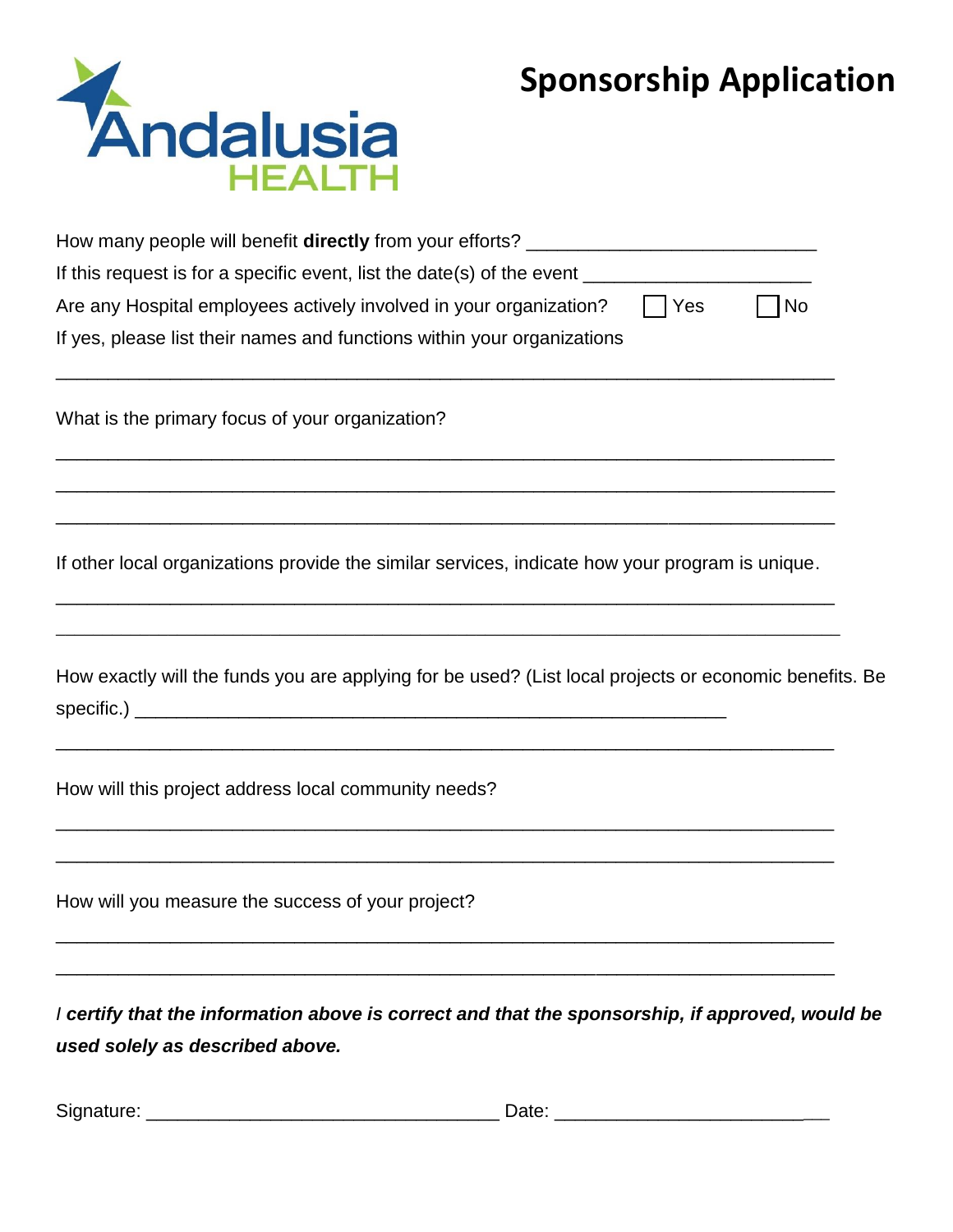Andalusia HEALTH

# Sponsorship Application

How many people will benefit **directly** from your efforts? ___________________________

If this request is for a specific event, list the date(s) of the event _____________________

Are any Hospital employees actively involved in your organization? ☐ Yes ☐ No

If yes, please list their names and functions within your organizations

________________________________________________________________________

What is the primary focus of your organization?

________________________________________________________________________

________________________________________________________________________

________________________________________________________________________

If other local organizations provide the similar services, indicate how your program is unique.

________________________________________________________________________

________________________________________________________________________

How exactly will the funds you are applying for be used? (List local projects or economic benefits. Be specific.) _______________________________________________________

________________________________________________________________________

How will this project address local community needs?

________________________________________________________________________

________________________________________________________________________

How will you measure the success of your project?

________________________________________________________________________

________________________________________________________________________

***I certify that the information above is correct and that the sponsorship, if approved, would be used solely as described above.***

Signature: _________________________________ Date: __________________________